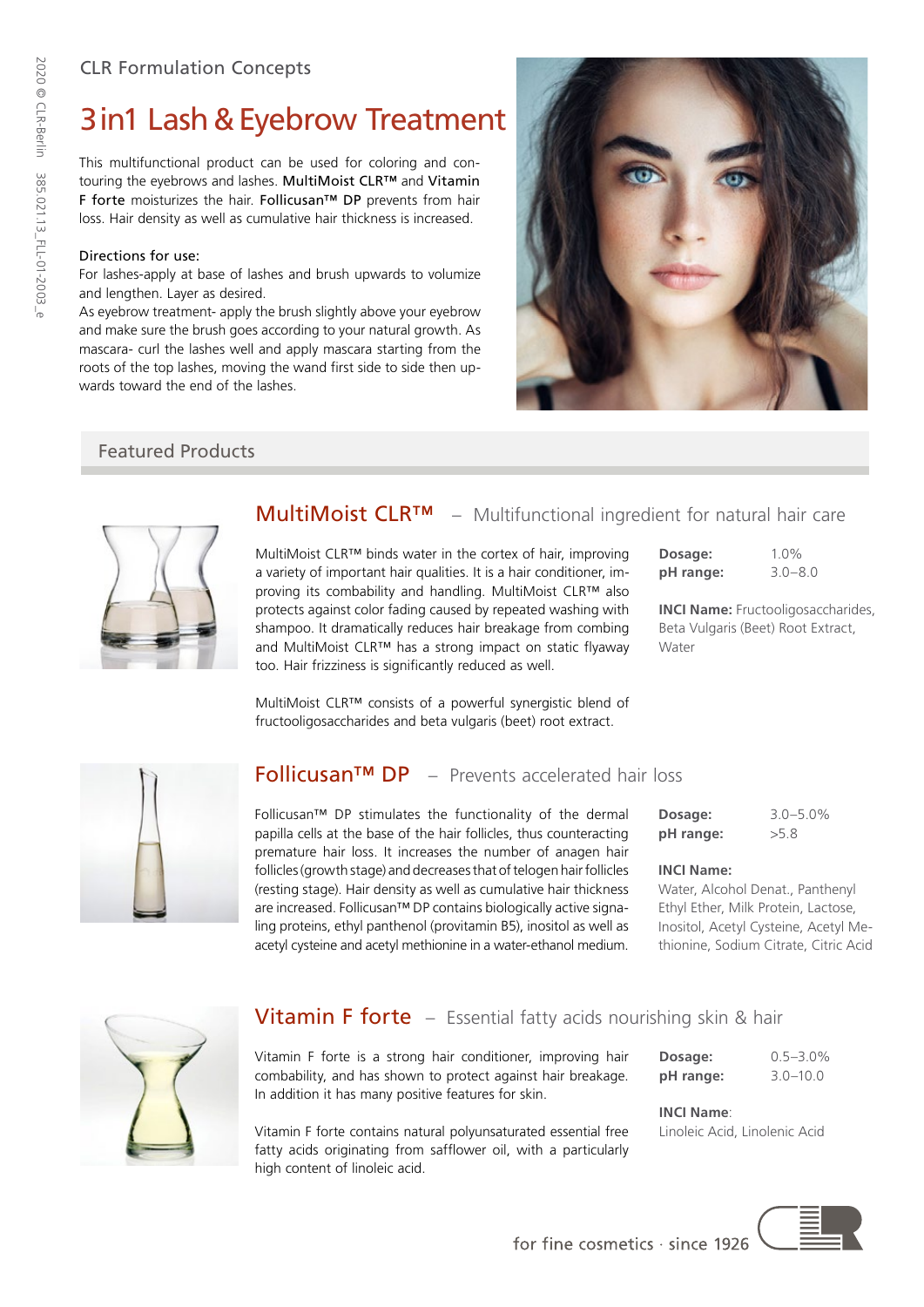CLR Formulation Concepts

# 3in1 Lash & Eyebrow Treatment

This multifunctional product can be used for coloring and contouring the eyebrows and lashes. **MultiMoist CLR™** and **Vitamin F forte** moisturizes the hair. **Follicusan™ DP** prevents from hair loss. Hair density as well as cumulative hair thickness is increased.

Directions for use:
For lashes-apply at base of lashes and brush upwards to volumize and lengthen. Layer as desired.
As eyebrow treatment- apply the brush slightly above your eyebrow and make sure the brush goes according to your natural growth. As mascara- curl the lashes well and apply mascara starting from the roots of the top lashes, moving the wand first side to side then upwards toward the end of the lashes.

## Featured Products

### MultiMoist CLR™ – Multifunctional ingredient for natural hair care

MultiMoist CLR™ binds water in the cortex of hair, improving a variety of important hair qualities. It is a hair conditioner, improving its combability and handling. MultiMoist CLR™ also protects against color fading caused by repeated washing with shampoo. It dramatically reduces hair breakage from combing and MultiMoist CLR™ has a strong impact on static flyaway too. Hair frizziness is significantly reduced as well.

MultiMoist CLR™ consists of a powerful synergistic blend of fructooligosaccharides and beta vulgaris (beet) root extract.

**Dosage:** 1.0%
**pH range:** 3.0–8.0

**INCI Name:** Fructooligosaccharides, Beta Vulgaris (Beet) Root Extract, Water

### Follicusan™ DP – Prevents accelerated hair loss

Follicusan™ DP stimulates the functionality of the dermal papilla cells at the base of the hair follicles, thus counteracting premature hair loss. It increases the number of anagen hair follicles (growth stage) and decreases that of telogen hair follicles (resting stage). Hair density as well as cumulative hair thickness are increased. Follicusan™ DP contains biologically active signaling proteins, ethyl panthenol (provitamin B5), inositol as well as acetyl cysteine and acetyl methionine in a water-ethanol medium.

**Dosage:** 3.0–5.0%
**pH range:** >5.8

**INCI Name:**
Water, Alcohol Denat., Panthenyl Ethyl Ether, Milk Protein, Lactose, Inositol, Acetyl Cysteine, Acetyl Methionine, Sodium Citrate, Citric Acid

### Vitamin F forte – Essential fatty acids nourishing skin & hair

Vitamin F forte is a strong hair conditioner, improving hair combability, and has shown to protect against hair breakage. In addition it has many positive features for skin.

Vitamin F forte contains natural polyunsaturated essential free fatty acids originating from safflower oil, with a particularly high content of linoleic acid.

**Dosage:** 0.5–3.0%
**pH range:** 3.0–10.0

**INCI Name**:
Linoleic Acid, Linolenic Acid

for fine cosmetics · since 1926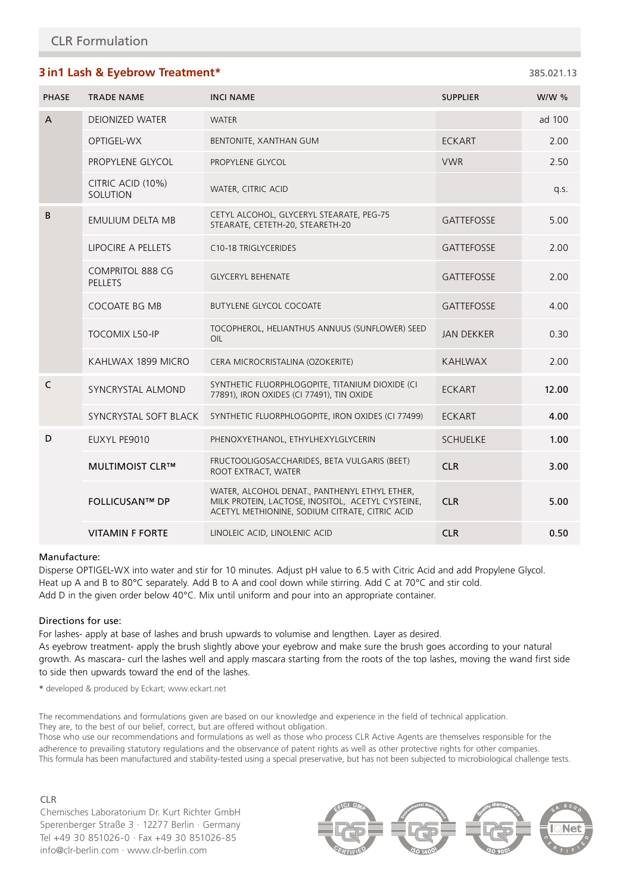## CLR Formulation

### 3 in1 Lash & Eyebrow Treatment*

385.021.13

| PHASE | TRADE NAME | INCI NAME | SUPPLIER | W/W % |
|---|---|---|---|---|
| A | DEIONIZED WATER | WATER | | ad 100 |
| | OPTIGEL-WX | BENTONITE, XANTHAN GUM | ECKART | 2.00 |
| | PROPYLENE GLYCOL | PROPYLENE GLYCOL | VWR | 2.50 |
| | CITRIC ACID (10%) SOLUTION | WATER, CITRIC ACID | | q.s. |
| B | EMULIUM DELTA MB | CETYL ALCOHOL, GLYCERYL STEARATE, PEG-75 STEARATE, CETETH-20, STEARETH-20 | GATTEFOSSE | 5.00 |
| | LIPOCIRE A PELLETS | C10-18 TRIGLYCERIDES | GATTEFOSSE | 2.00 |
| | COMPRITOL 888 CG PELLETS | GLYCERYL BEHENATE | GATTEFOSSE | 2.00 |
| | COCOATE BG MB | BUTYLENE GLYCOL COCOATE | GATTEFOSSE | 4.00 |
| | TOCOMIX L50-IP | TOCOPHEROL, HELIANTHUS ANNUUS (SUNFLOWER) SEED OIL | JAN DEKKER | 0.30 |
| | KAHLWAX 1899 MICRO | CERA MICROCRISTALINA (OZOKERITE) | KAHLWAX | 2.00 |
| C | SYNCRYSTAL ALMOND | SYNTHETIC FLUORPHLOGOPITE, TITANIUM DIOXIDE (CI 77891), IRON OXIDES (CI 77491), TIN OXIDE | ECKART | **12.00** |
| | SYNCRYSTAL SOFT BLACK | SYNTHETIC FLUORPHLOGOPITE, IRON OXIDES (CI 77499) | ECKART | **4.00** |
| D | EUXYL PE9010 | PHENOXYETHANOL, ETHYLHEXYLGLYCERIN | SCHUELKE | **1.00** |
| | **MULTIMOIST CLR™** | FRUCTOOLIGOSACCHARIDES, BETA VULGARIS (BEET) ROOT EXTRACT, WATER | **CLR** | **3.00** |
| | **FOLLICUSAN™ DP** | WATER, ALCOHOL DENAT., PANTHENYL ETHYL ETHER, MILK PROTEIN, LACTOSE, INOSITOL, ACETYL CYSTEINE, ACETYL METHIONINE, SODIUM CITRATE, CITRIC ACID | **CLR** | **5.00** |
| | **VITAMIN F FORTE** | LINOLEIC ACID, LINOLENIC ACID | **CLR** | **0.50** |

Manufacture:

Disperse OPTIGEL-WX into water and stir for 10 minutes. Adjust pH value to 6.5 with Citric Acid and add Propylene Glycol. Heat up A and B to 80°C separately. Add B to A and cool down while stirring. Add C at 70°C and stir cold. Add D in the given order below 40°C. Mix until uniform and pour into an appropriate container.

Directions for use:

For lashes- apply at base of lashes and brush upwards to volumise and lengthen. Layer as desired.
As eyebrow treatment- apply the brush slightly above your eyebrow and make sure the brush goes according to your natural growth. As mascara- curl the lashes well and apply mascara starting from the roots of the top lashes, moving the wand first side to side then upwards toward the end of the lashes.

\* developed & produced by Eckart; www.eckart.net

The recommendations and formulations given are based on our knowledge and experience in the field of technical application. They are, to the best of our belief, correct, but are offered without obligation.
Those who use our recommendations and formulations as well as those who process CLR Active Agents are themselves responsible for the adherence to prevailing statutory regulations and the observance of patent rights as well as other protective rights for other companies.
This formula has been manufactured and stability-tested using a special preservative, but has not been subjected to microbiological challenge tests.

CLR
Chemisches Laboratorium Dr. Kurt Richter GmbH
Sperenberger Straße 3 · 12277 Berlin · Germany
Tel +49 30 851026-0 · Fax +49 30 851026-85
info@clr-berlin.com · www.clr-berlin.com